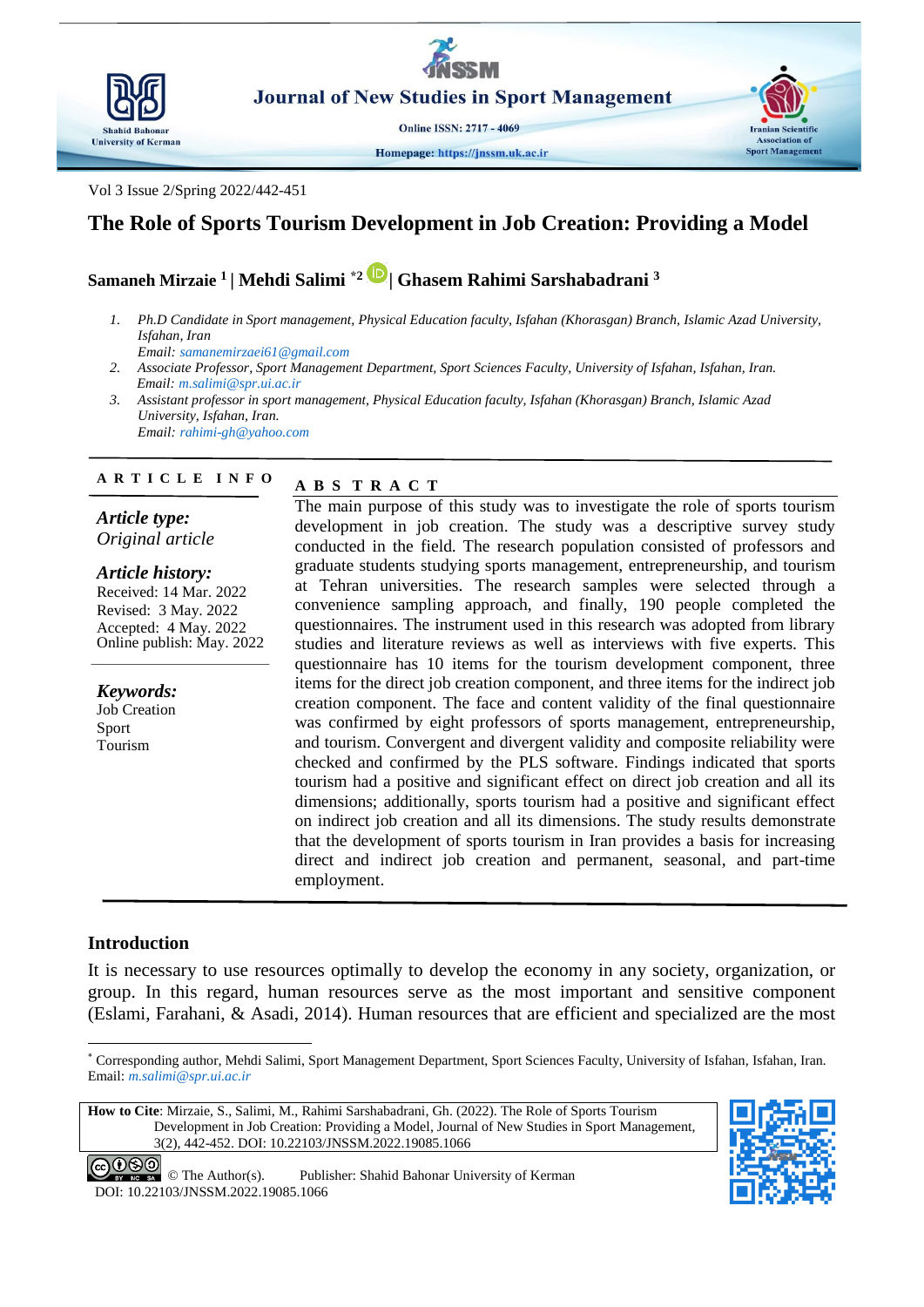# The Role of Sports Tourism Development in Job Creation: Providing a Model

**Samaneh Mirzaie [1] | Mehdi Salimi *[2] | Ghasem Rahimi Sarshabadrani [3]**

1. *Ph.D Candidate in Sport management, Physical Education faculty, Isfahan (Khorasgan) Branch, Islamic Azad University, Isfahan, Iran*
   *Email: samanemirzaei61@gmail.com*
2. *Associate Professor, Sport Management Department, Sport Sciences Faculty, University of Isfahan, Isfahan, Iran.*
   *Email: m.salimi@spr.ui.ac.ir*
3. *Assistant professor in sport management, Physical Education faculty, Isfahan (Khorasgan) Branch, Islamic Azad University, Isfahan, Iran.*
   *Email: rahimi-gh@yahoo.com*

**ARTICLE INFO**

***Article type:***
*Original article*

***Article history:***
Received: 14 Mar. 2022
Revised: 3 May. 2022
Accepted: 4 May. 2022
Online publish: May. 2022

***Keywords:***
Job Creation
Sport
Tourism

**ABSTRACT**

The main purpose of this study was to investigate the role of sports tourism development in job creation. The study was a descriptive survey study conducted in the field. The research population consisted of professors and graduate students studying sports management, entrepreneurship, and tourism at Tehran universities. The research samples were selected through a convenience sampling approach, and finally, 190 people completed the questionnaires. The instrument used in this research was adopted from library studies and literature reviews as well as interviews with five experts. This questionnaire has 10 items for the tourism development component, three items for the direct job creation component, and three items for the indirect job creation component. The face and content validity of the final questionnaire was confirmed by eight professors of sports management, entrepreneurship, and tourism. Convergent and divergent validity and composite reliability were checked and confirmed by the PLS software. Findings indicated that sports tourism had a positive and significant effect on direct job creation and all its dimensions; additionally, sports tourism had a positive and significant effect on indirect job creation and all its dimensions. The study results demonstrate that the development of sports tourism in Iran provides a basis for increasing direct and indirect job creation and permanent, seasonal, and part-time employment.

## Introduction

It is necessary to use resources optimally to develop the economy in any society, organization, or group. In this regard, human resources serve as the most important and sensitive component (Eslami, Farahani, & Asadi, 2014). Human resources that are efficient and specialized are the most

---

\* Corresponding author, Mehdi Salimi, Sport Management Department, Sport Sciences Faculty, University of Isfahan, Isfahan, Iran. Email: *m.salimi@spr.ui.ac.ir*

**How to Cite**: Mirzaie, S., Salimi, M., Rahimi Sarshabadrani, Gh. (2022). The Role of Sports Tourism Development in Job Creation: Providing a Model, Journal of New Studies in Sport Management, 3(2), 442-452. DOI: 10.22103/JNSSM.2022.19085.1066

© The Author(s). Publisher: Shahid Bahonar University of Kerman
DOI: 10.22103/JNSSM.2022.19085.1066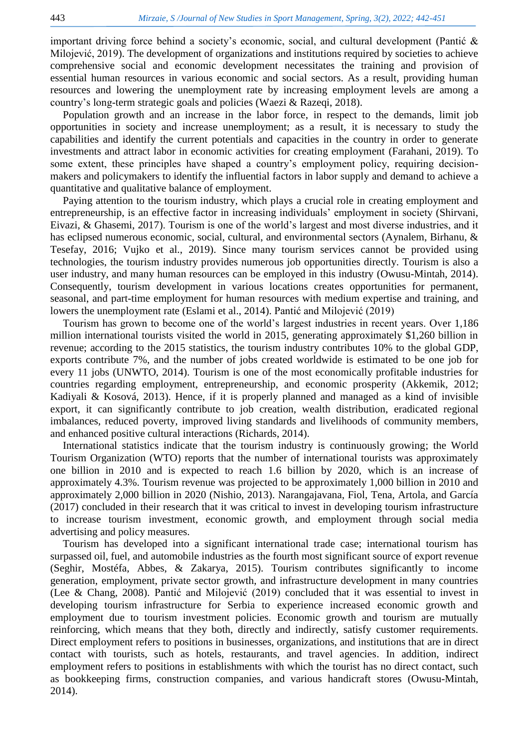important driving force behind a society's economic, social, and cultural development (Pantić & Milojević, 2019). The development of organizations and institutions required by societies to achieve comprehensive social and economic development necessitates the training and provision of essential human resources in various economic and social sectors. As a result, providing human resources and lowering the unemployment rate by increasing employment levels are among a country's long-term strategic goals and policies (Waezi & Razeqi, 2018).

Population growth and an increase in the labor force, in respect to the demands, limit job opportunities in society and increase unemployment; as a result, it is necessary to study the capabilities and identify the current potentials and capacities in the country in order to generate investments and attract labor in economic activities for creating employment (Farahani, 2019). To some extent, these principles have shaped a country's employment policy, requiring decision-makers and policymakers to identify the influential factors in labor supply and demand to achieve a quantitative and qualitative balance of employment.

Paying attention to the tourism industry, which plays a crucial role in creating employment and entrepreneurship, is an effective factor in increasing individuals' employment in society (Shirvani, Eivazi, & Ghasemi, 2017). Tourism is one of the world's largest and most diverse industries, and it has eclipsed numerous economic, social, cultural, and environmental sectors (Aynalem, Birhanu, & Tesefay, 2016; Vujko et al., 2019). Since many tourism services cannot be provided using technologies, the tourism industry provides numerous job opportunities directly. Tourism is also a user industry, and many human resources can be employed in this industry (Owusu-Mintah, 2014). Consequently, tourism development in various locations creates opportunities for permanent, seasonal, and part-time employment for human resources with medium expertise and training, and lowers the unemployment rate (Eslami et al., 2014). Pantić and Milojević (2019)

Tourism has grown to become one of the world's largest industries in recent years. Over 1,186 million international tourists visited the world in 2015, generating approximately $1,260 billion in revenue; according to the 2015 statistics, the tourism industry contributes 10% to the global GDP, exports contribute 7%, and the number of jobs created worldwide is estimated to be one job for every 11 jobs (UNWTO, 2014). Tourism is one of the most economically profitable industries for countries regarding employment, entrepreneurship, and economic prosperity (Akkemik, 2012; Kadiyali & Kosová, 2013). Hence, if it is properly planned and managed as a kind of invisible export, it can significantly contribute to job creation, wealth distribution, eradicated regional imbalances, reduced poverty, improved living standards and livelihoods of community members, and enhanced positive cultural interactions (Richards, 2014).

International statistics indicate that the tourism industry is continuously growing; the World Tourism Organization (WTO) reports that the number of international tourists was approximately one billion in 2010 and is expected to reach 1.6 billion by 2020, which is an increase of approximately 4.3%. Tourism revenue was projected to be approximately 1,000 billion in 2010 and approximately 2,000 billion in 2020 (Nishio, 2013). Narangajavana, Fiol, Tena, Artola, and García (2017) concluded in their research that it was critical to invest in developing tourism infrastructure to increase tourism investment, economic growth, and employment through social media advertising and policy measures.

Tourism has developed into a significant international trade case; international tourism has surpassed oil, fuel, and automobile industries as the fourth most significant source of export revenue (Seghir, Mostéfa, Abbes, & Zakarya, 2015). Tourism contributes significantly to income generation, employment, private sector growth, and infrastructure development in many countries (Lee & Chang, 2008). Pantić and Milojević (2019) concluded that it was essential to invest in developing tourism infrastructure for Serbia to experience increased economic growth and employment due to tourism investment policies. Economic growth and tourism are mutually reinforcing, which means that they both, directly and indirectly, satisfy customer requirements. Direct employment refers to positions in businesses, organizations, and institutions that are in direct contact with tourists, such as hotels, restaurants, and travel agencies. In addition, indirect employment refers to positions in establishments with which the tourist has no direct contact, such as bookkeeping firms, construction companies, and various handicraft stores (Owusu-Mintah, 2014).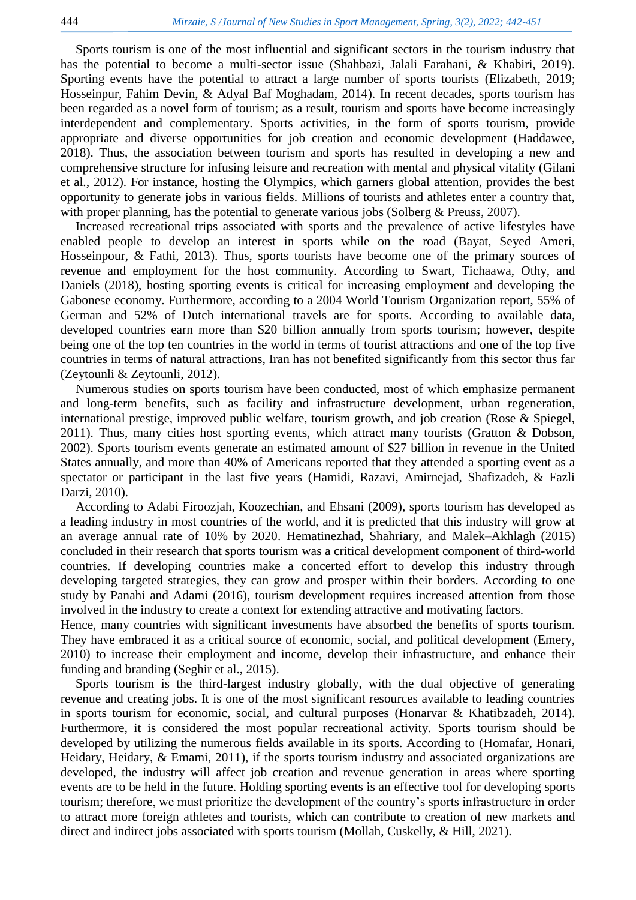Sports tourism is one of the most influential and significant sectors in the tourism industry that has the potential to become a multi-sector issue (Shahbazi, Jalali Farahani, & Khabiri, 2019). Sporting events have the potential to attract a large number of sports tourists (Elizabeth, 2019; Hosseinpur, Fahim Devin, & Adyal Baf Moghadam, 2014). In recent decades, sports tourism has been regarded as a novel form of tourism; as a result, tourism and sports have become increasingly interdependent and complementary. Sports activities, in the form of sports tourism, provide appropriate and diverse opportunities for job creation and economic development (Haddawee, 2018). Thus, the association between tourism and sports has resulted in developing a new and comprehensive structure for infusing leisure and recreation with mental and physical vitality (Gilani et al., 2012). For instance, hosting the Olympics, which garners global attention, provides the best opportunity to generate jobs in various fields. Millions of tourists and athletes enter a country that, with proper planning, has the potential to generate various jobs (Solberg & Preuss, 2007).

Increased recreational trips associated with sports and the prevalence of active lifestyles have enabled people to develop an interest in sports while on the road (Bayat, Seyed Ameri, Hosseinpour, & Fathi, 2013). Thus, sports tourists have become one of the primary sources of revenue and employment for the host community. According to Swart, Tichaawa, Othy, and Daniels (2018), hosting sporting events is critical for increasing employment and developing the Gabonese economy. Furthermore, according to a 2004 World Tourism Organization report, 55% of German and 52% of Dutch international travels are for sports. According to available data, developed countries earn more than $20 billion annually from sports tourism; however, despite being one of the top ten countries in the world in terms of tourist attractions and one of the top five countries in terms of natural attractions, Iran has not benefited significantly from this sector thus far (Zeytounli & Zeytounli, 2012).

Numerous studies on sports tourism have been conducted, most of which emphasize permanent and long-term benefits, such as facility and infrastructure development, urban regeneration, international prestige, improved public welfare, tourism growth, and job creation (Rose & Spiegel, 2011). Thus, many cities host sporting events, which attract many tourists (Gratton & Dobson, 2002). Sports tourism events generate an estimated amount of $27 billion in revenue in the United States annually, and more than 40% of Americans reported that they attended a sporting event as a spectator or participant in the last five years (Hamidi, Razavi, Amirnejad, Shafizadeh, & Fazli Darzi, 2010).

According to Adabi Firoozjah, Koozechian, and Ehsani (2009), sports tourism has developed as a leading industry in most countries of the world, and it is predicted that this industry will grow at an average annual rate of 10% by 2020. Hematinezhad, Shahriary, and Malek–Akhlagh (2015) concluded in their research that sports tourism was a critical development component of third-world countries. If developing countries make a concerted effort to develop this industry through developing targeted strategies, they can grow and prosper within their borders. According to one study by Panahi and Adami (2016), tourism development requires increased attention from those involved in the industry to create a context for extending attractive and motivating factors.

Hence, many countries with significant investments have absorbed the benefits of sports tourism. They have embraced it as a critical source of economic, social, and political development (Emery, 2010) to increase their employment and income, develop their infrastructure, and enhance their funding and branding (Seghir et al., 2015).

Sports tourism is the third-largest industry globally, with the dual objective of generating revenue and creating jobs. It is one of the most significant resources available to leading countries in sports tourism for economic, social, and cultural purposes (Honarvar & Khatibzadeh, 2014). Furthermore, it is considered the most popular recreational activity. Sports tourism should be developed by utilizing the numerous fields available in its sports. According to (Homafar, Honari, Heidary, Heidary, & Emami, 2011), if the sports tourism industry and associated organizations are developed, the industry will affect job creation and revenue generation in areas where sporting events are to be held in the future. Holding sporting events is an effective tool for developing sports tourism; therefore, we must prioritize the development of the country's sports infrastructure in order to attract more foreign athletes and tourists, which can contribute to creation of new markets and direct and indirect jobs associated with sports tourism (Mollah, Cuskelly, & Hill, 2021).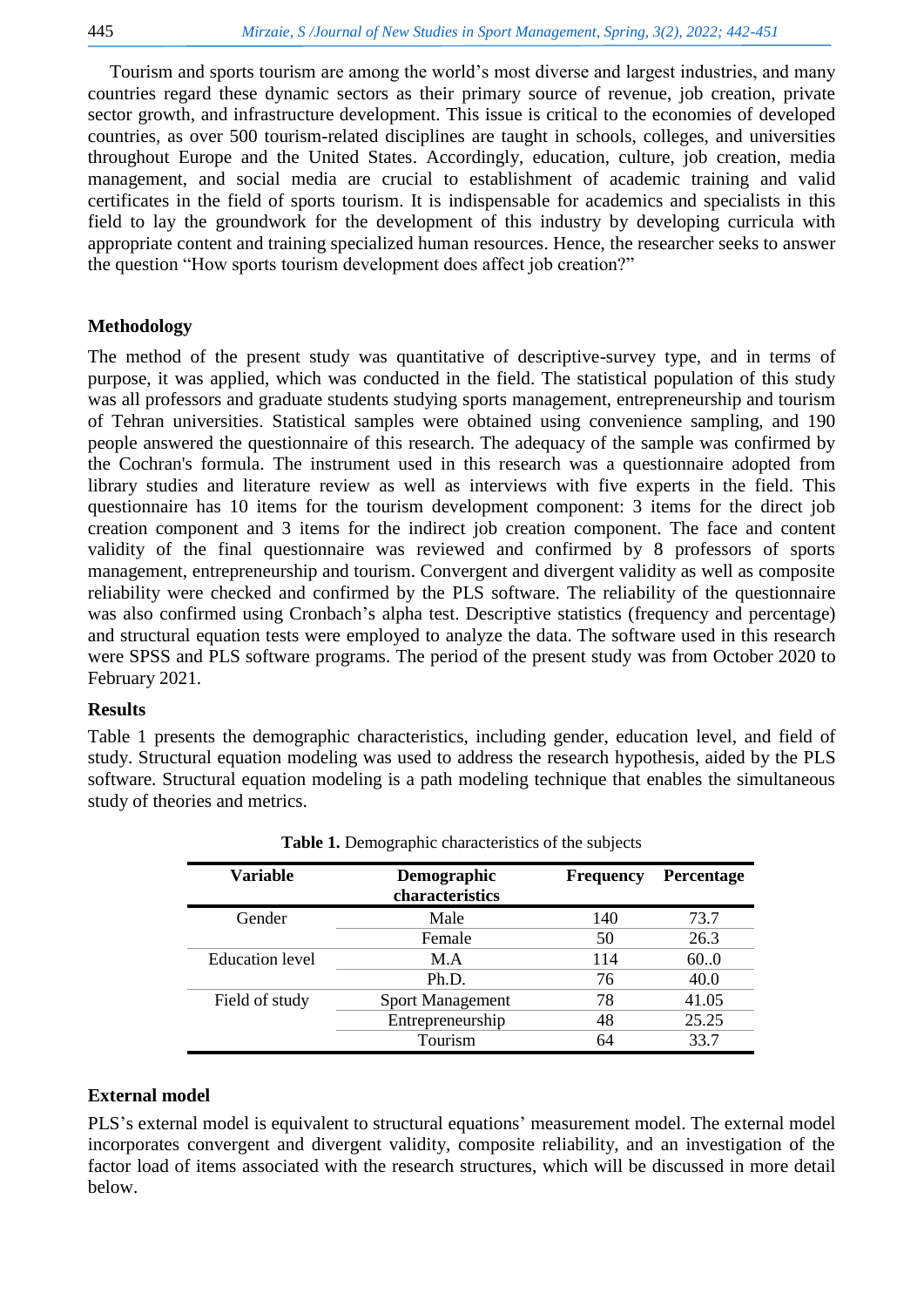Tourism and sports tourism are among the world's most diverse and largest industries, and many countries regard these dynamic sectors as their primary source of revenue, job creation, private sector growth, and infrastructure development. This issue is critical to the economies of developed countries, as over 500 tourism-related disciplines are taught in schools, colleges, and universities throughout Europe and the United States. Accordingly, education, culture, job creation, media management, and social media are crucial to establishment of academic training and valid certificates in the field of sports tourism. It is indispensable for academics and specialists in this field to lay the groundwork for the development of this industry by developing curricula with appropriate content and training specialized human resources. Hence, the researcher seeks to answer the question "How sports tourism development does affect job creation?"

## Methodology

The method of the present study was quantitative of descriptive-survey type, and in terms of purpose, it was applied, which was conducted in the field. The statistical population of this study was all professors and graduate students studying sports management, entrepreneurship and tourism of Tehran universities. Statistical samples were obtained using convenience sampling, and 190 people answered the questionnaire of this research. The adequacy of the sample was confirmed by the Cochran's formula. The instrument used in this research was a questionnaire adopted from library studies and literature review as well as interviews with five experts in the field. This questionnaire has 10 items for the tourism development component: 3 items for the direct job creation component and 3 items for the indirect job creation component. The face and content validity of the final questionnaire was reviewed and confirmed by 8 professors of sports management, entrepreneurship and tourism. Convergent and divergent validity as well as composite reliability were checked and confirmed by the PLS software. The reliability of the questionnaire was also confirmed using Cronbach's alpha test. Descriptive statistics (frequency and percentage) and structural equation tests were employed to analyze the data. The software used in this research were SPSS and PLS software programs. The period of the present study was from October 2020 to February 2021.

## Results

Table 1 presents the demographic characteristics, including gender, education level, and field of study. Structural equation modeling was used to address the research hypothesis, aided by the PLS software. Structural equation modeling is a path modeling technique that enables the simultaneous study of theories and metrics.

**Table 1.** Demographic characteristics of the subjects

| Variable | Demographic characteristics | Frequency | Percentage |
|---|---|---|---|
| Gender | Male | 140 | 73.7 |
| | Female | 50 | 26.3 |
| Education level | M.A | 114 | 60..0 |
| | Ph.D. | 76 | 40.0 |
| Field of study | Sport Management | 78 | 41.05 |
| | Entrepreneurship | 48 | 25.25 |
| | Tourism | 64 | 33.7 |

## External model

PLS's external model is equivalent to structural equations' measurement model. The external model incorporates convergent and divergent validity, composite reliability, and an investigation of the factor load of items associated with the research structures, which will be discussed in more detail below.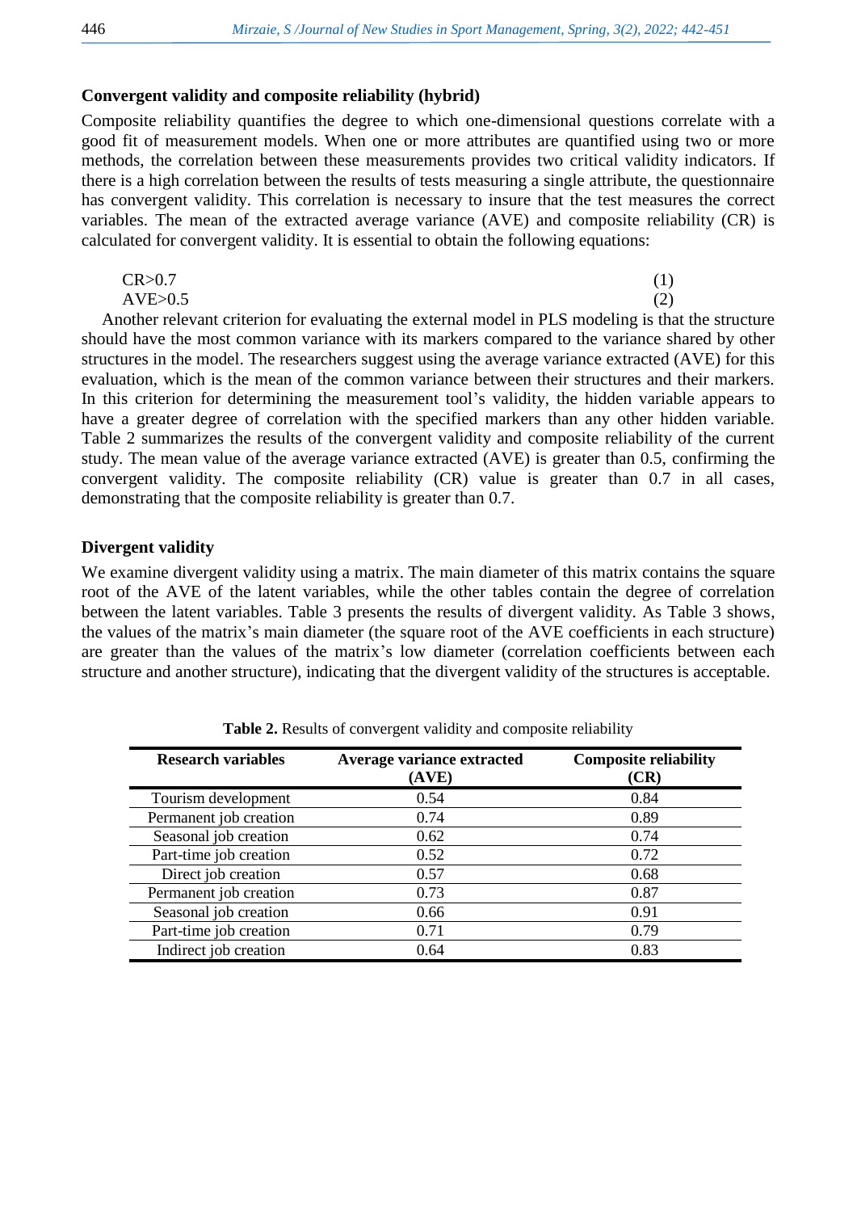### Convergent validity and composite reliability (hybrid)

Composite reliability quantifies the degree to which one-dimensional questions correlate with a good fit of measurement models. When one or more attributes are quantified using two or more methods, the correlation between these measurements provides two critical validity indicators. If there is a high correlation between the results of tests measuring a single attribute, the questionnaire has convergent validity. This correlation is necessary to insure that the test measures the correct variables. The mean of the extracted average variance (AVE) and composite reliability (CR) is calculated for convergent validity. It is essential to obtain the following equations:

$$CR>0.7 \quad (1)$$

$$AVE>0.5 \quad (2)$$

Another relevant criterion for evaluating the external model in PLS modeling is that the structure should have the most common variance with its markers compared to the variance shared by other structures in the model. The researchers suggest using the average variance extracted (AVE) for this evaluation, which is the mean of the common variance between their structures and their markers. In this criterion for determining the measurement tool's validity, the hidden variable appears to have a greater degree of correlation with the specified markers than any other hidden variable. Table 2 summarizes the results of the convergent validity and composite reliability of the current study. The mean value of the average variance extracted (AVE) is greater than 0.5, confirming the convergent validity. The composite reliability (CR) value is greater than 0.7 in all cases, demonstrating that the composite reliability is greater than 0.7.

### Divergent validity

We examine divergent validity using a matrix. The main diameter of this matrix contains the square root of the AVE of the latent variables, while the other tables contain the degree of correlation between the latent variables. Table 3 presents the results of divergent validity. As Table 3 shows, the values of the matrix's main diameter (the square root of the AVE coefficients in each structure) are greater than the values of the matrix's low diameter (correlation coefficients between each structure and another structure), indicating that the divergent validity of the structures is acceptable.

**Table 2.** Results of convergent validity and composite reliability

| Research variables | Average variance extracted (AVE) | Composite reliability (CR) |
|---|---|---|
| Tourism development | 0.54 | 0.84 |
| Permanent job creation | 0.74 | 0.89 |
| Seasonal job creation | 0.62 | 0.74 |
| Part-time job creation | 0.52 | 0.72 |
| Direct job creation | 0.57 | 0.68 |
| Permanent job creation | 0.73 | 0.87 |
| Seasonal job creation | 0.66 | 0.91 |
| Part-time job creation | 0.71 | 0.79 |
| Indirect job creation | 0.64 | 0.83 |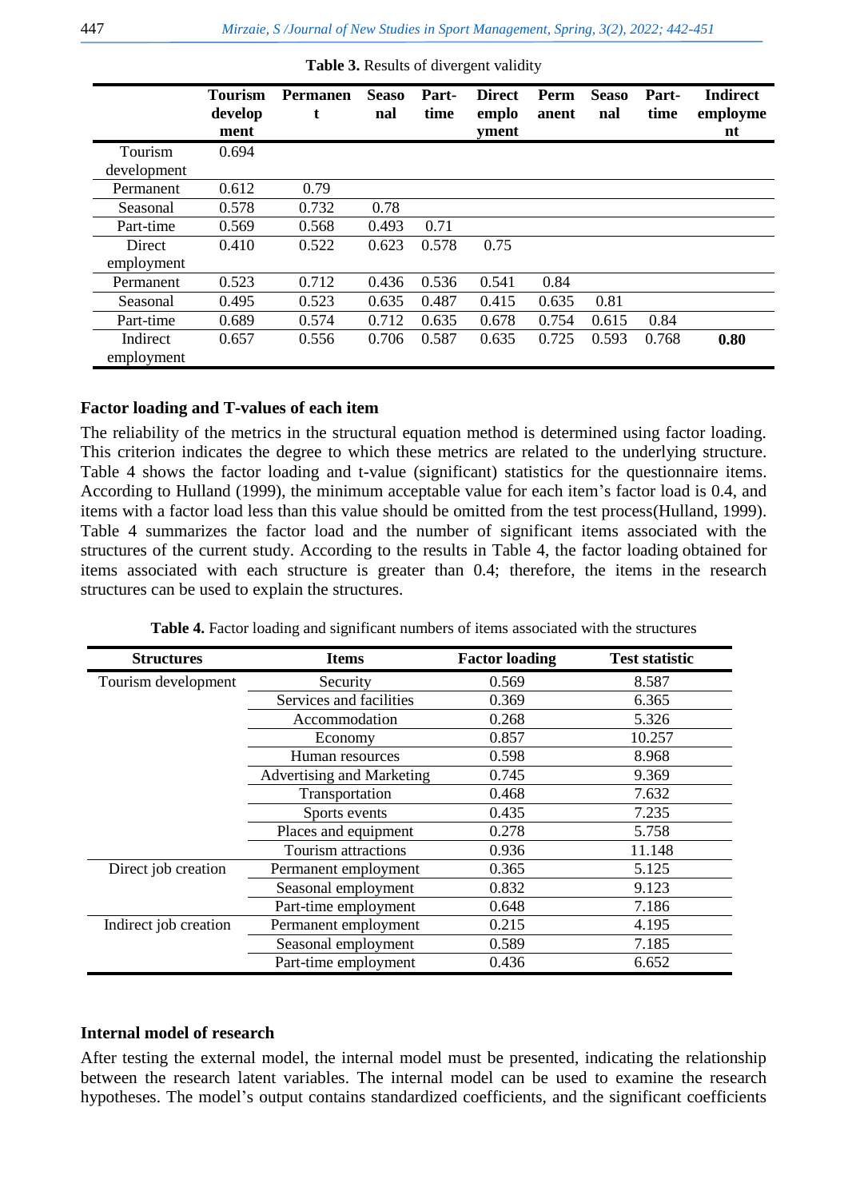**Table 3.** Results of divergent validity

| | Tourism development | Permanent | Seasonal | Part-time | Direct employment | Permanent | Seasonal | Part-time | Indirect employment |
|---|---|---|---|---|---|---|---|---|---|
| Tourism development | 0.694 | | | | | | | | |
| Permanent | 0.612 | 0.79 | | | | | | | |
| Seasonal | 0.578 | 0.732 | 0.78 | | | | | | |
| Part-time | 0.569 | 0.568 | 0.493 | 0.71 | | | | | |
| Direct employment | 0.410 | 0.522 | 0.623 | 0.578 | 0.75 | | | | |
| Permanent | 0.523 | 0.712 | 0.436 | 0.536 | 0.541 | 0.84 | | | |
| Seasonal | 0.495 | 0.523 | 0.635 | 0.487 | 0.415 | 0.635 | 0.81 | | |
| Part-time | 0.689 | 0.574 | 0.712 | 0.635 | 0.678 | 0.754 | 0.615 | 0.84 | |
| Indirect employment | 0.657 | 0.556 | 0.706 | 0.587 | 0.635 | 0.725 | 0.593 | 0.768 | **0.80** |

### Factor loading and T-values of each item

The reliability of the metrics in the structural equation method is determined using factor loading. This criterion indicates the degree to which these metrics are related to the underlying structure. Table 4 shows the factor loading and t-value (significant) statistics for the questionnaire items. According to Hulland (1999), the minimum acceptable value for each item's factor load is 0.4, and items with a factor load less than this value should be omitted from the test process(Hulland, 1999). Table 4 summarizes the factor load and the number of significant items associated with the structures of the current study. According to the results in Table 4, the factor loading obtained for items associated with each structure is greater than 0.4; therefore, the items in the research structures can be used to explain the structures.

**Table 4.** Factor loading and significant numbers of items associated with the structures

| Structures | Items | Factor loading | Test statistic |
|---|---|---|---|
| Tourism development | Security | 0.569 | 8.587 |
| | Services and facilities | 0.369 | 6.365 |
| | Accommodation | 0.268 | 5.326 |
| | Economy | 0.857 | 10.257 |
| | Human resources | 0.598 | 8.968 |
| | Advertising and Marketing | 0.745 | 9.369 |
| | Transportation | 0.468 | 7.632 |
| | Sports events | 0.435 | 7.235 |
| | Places and equipment | 0.278 | 5.758 |
| | Tourism attractions | 0.936 | 11.148 |
| Direct job creation | Permanent employment | 0.365 | 5.125 |
| | Seasonal employment | 0.832 | 9.123 |
| | Part-time employment | 0.648 | 7.186 |
| Indirect job creation | Permanent employment | 0.215 | 4.195 |
| | Seasonal employment | 0.589 | 7.185 |
| | Part-time employment | 0.436 | 6.652 |

### Internal model of research

After testing the external model, the internal model must be presented, indicating the relationship between the research latent variables. The internal model can be used to examine the research hypotheses. The model's output contains standardized coefficients, and the significant coefficients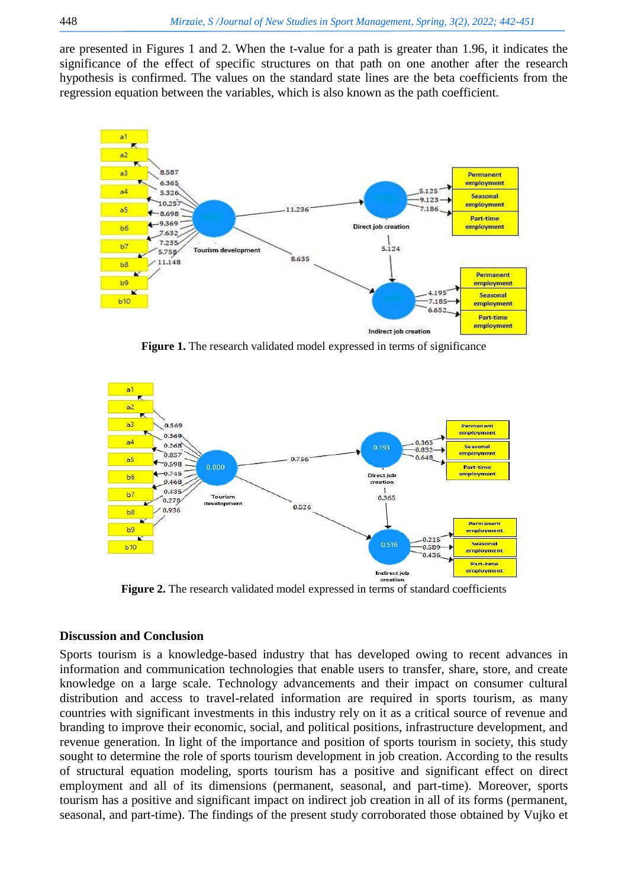are presented in Figures 1 and 2. When the t-value for a path is greater than 1.96, it indicates the significance of the effect of specific structures on that path on one another after the research hypothesis is confirmed. The values on the standard state lines are the beta coefficients from the regression equation between the variables, which is also known as the path coefficient.

a1
a2
a3
a4
a5
b6
b7
b8
b9
b10
8.587
6.365
5.326
10.257
8.698
9.369
7.632
7.235
5.758
11.148
Tourism development
11.236
8.635
Direct job creation
5.125
9.123
7.186
Permanent employment
Seasonal employment
Part-time employment
5.124
Indirect job creation
4.195
7.185
6.652
Permanent employment
Seasonal employment
Part-time employment

**Figure 1.** The research validated model expressed in terms of significance

a1
a2
a3
a4
a5
b6
b7
b8
b9
b10
0.569
0.369
0.268
0.857
0.598
0.745
0.468
0.435
0.278
0.936
0.000
Tourism development
0.756
0.526
0.193
Direct job creation
0.365
0.832
0.648
Permanent employment
Seasonal employment
Part-time employment
0.365
0.516
Indirect job creation
0.215
0.589
0.436
Permanent employment
Seasonal employment
Part-time employment

**Figure 2.** The research validated model expressed in terms of standard coefficients

## Discussion and Conclusion

Sports tourism is a knowledge-based industry that has developed owing to recent advances in information and communication technologies that enable users to transfer, share, store, and create knowledge on a large scale. Technology advancements and their impact on consumer cultural distribution and access to travel-related information are required in sports tourism, as many countries with significant investments in this industry rely on it as a critical source of revenue and branding to improve their economic, social, and political positions, infrastructure development, and revenue generation. In light of the importance and position of sports tourism in society, this study sought to determine the role of sports tourism development in job creation. According to the results of structural equation modeling, sports tourism has a positive and significant effect on direct employment and all of its dimensions (permanent, seasonal, and part-time). Moreover, sports tourism has a positive and significant impact on indirect job creation in all of its forms (permanent, seasonal, and part-time). The findings of the present study corroborated those obtained by Vujko et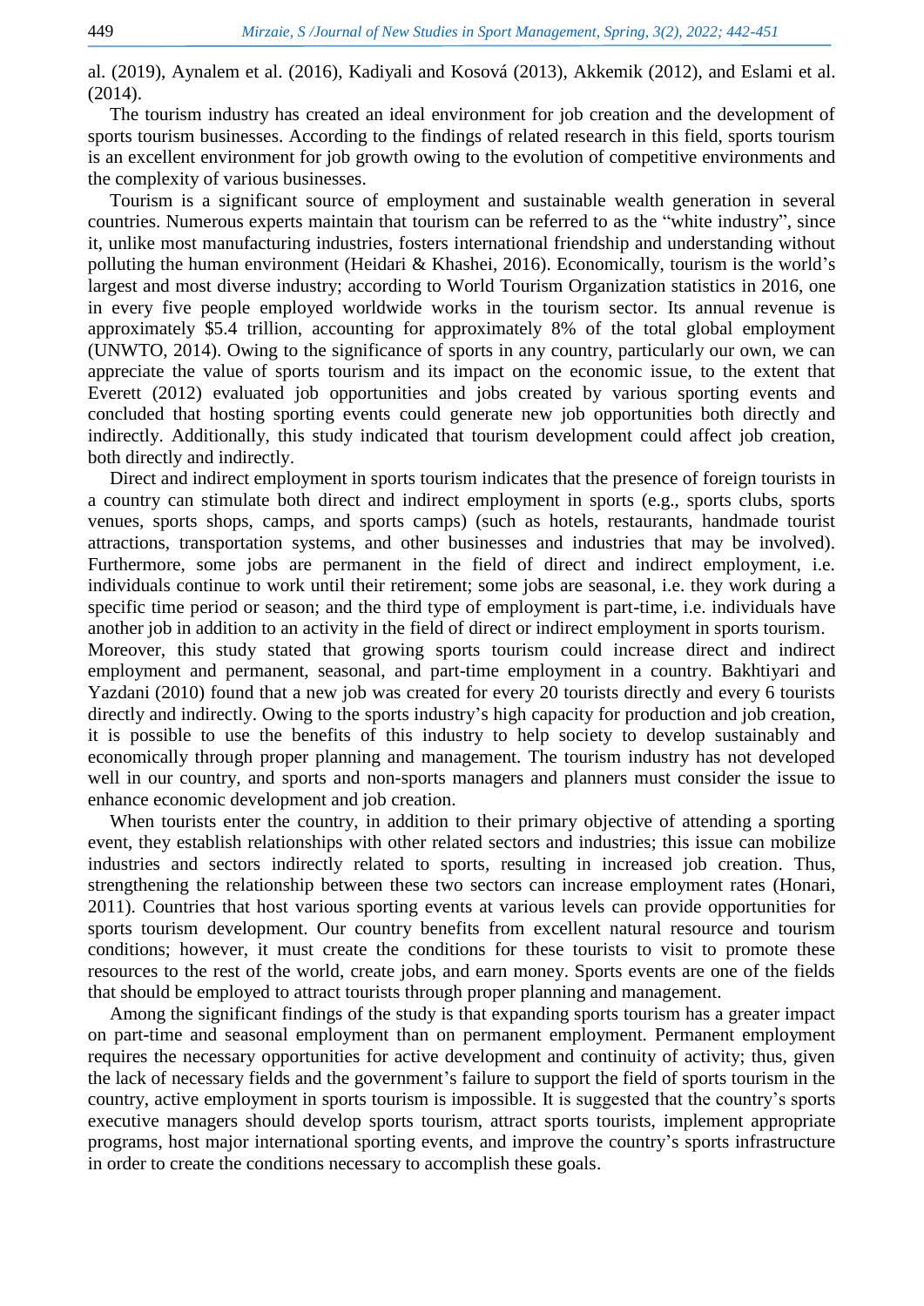al. (2019), Aynalem et al. (2016), Kadiyali and Kosová (2013), Akkemik (2012), and Eslami et al. (2014).

The tourism industry has created an ideal environment for job creation and the development of sports tourism businesses. According to the findings of related research in this field, sports tourism is an excellent environment for job growth owing to the evolution of competitive environments and the complexity of various businesses.

Tourism is a significant source of employment and sustainable wealth generation in several countries. Numerous experts maintain that tourism can be referred to as the "white industry", since it, unlike most manufacturing industries, fosters international friendship and understanding without polluting the human environment (Heidari & Khashei, 2016). Economically, tourism is the world's largest and most diverse industry; according to World Tourism Organization statistics in 2016, one in every five people employed worldwide works in the tourism sector. Its annual revenue is approximately $5.4 trillion, accounting for approximately 8% of the total global employment (UNWTO, 2014). Owing to the significance of sports in any country, particularly our own, we can appreciate the value of sports tourism and its impact on the economic issue, to the extent that Everett (2012) evaluated job opportunities and jobs created by various sporting events and concluded that hosting sporting events could generate new job opportunities both directly and indirectly. Additionally, this study indicated that tourism development could affect job creation, both directly and indirectly.

Direct and indirect employment in sports tourism indicates that the presence of foreign tourists in a country can stimulate both direct and indirect employment in sports (e.g., sports clubs, sports venues, sports shops, camps, and sports camps) (such as hotels, restaurants, handmade tourist attractions, transportation systems, and other businesses and industries that may be involved). Furthermore, some jobs are permanent in the field of direct and indirect employment, i.e. individuals continue to work until their retirement; some jobs are seasonal, i.e. they work during a specific time period or season; and the third type of employment is part-time, i.e. individuals have another job in addition to an activity in the field of direct or indirect employment in sports tourism.

Moreover, this study stated that growing sports tourism could increase direct and indirect employment and permanent, seasonal, and part-time employment in a country. Bakhtiyari and Yazdani (2010) found that a new job was created for every 20 tourists directly and every 6 tourists directly and indirectly. Owing to the sports industry's high capacity for production and job creation, it is possible to use the benefits of this industry to help society to develop sustainably and economically through proper planning and management. The tourism industry has not developed well in our country, and sports and non-sports managers and planners must consider the issue to enhance economic development and job creation.

When tourists enter the country, in addition to their primary objective of attending a sporting event, they establish relationships with other related sectors and industries; this issue can mobilize industries and sectors indirectly related to sports, resulting in increased job creation. Thus, strengthening the relationship between these two sectors can increase employment rates (Honari, 2011). Countries that host various sporting events at various levels can provide opportunities for sports tourism development. Our country benefits from excellent natural resource and tourism conditions; however, it must create the conditions for these tourists to visit to promote these resources to the rest of the world, create jobs, and earn money. Sports events are one of the fields that should be employed to attract tourists through proper planning and management.

Among the significant findings of the study is that expanding sports tourism has a greater impact on part-time and seasonal employment than on permanent employment. Permanent employment requires the necessary opportunities for active development and continuity of activity; thus, given the lack of necessary fields and the government's failure to support the field of sports tourism in the country, active employment in sports tourism is impossible. It is suggested that the country's sports executive managers should develop sports tourism, attract sports tourists, implement appropriate programs, host major international sporting events, and improve the country's sports infrastructure in order to create the conditions necessary to accomplish these goals.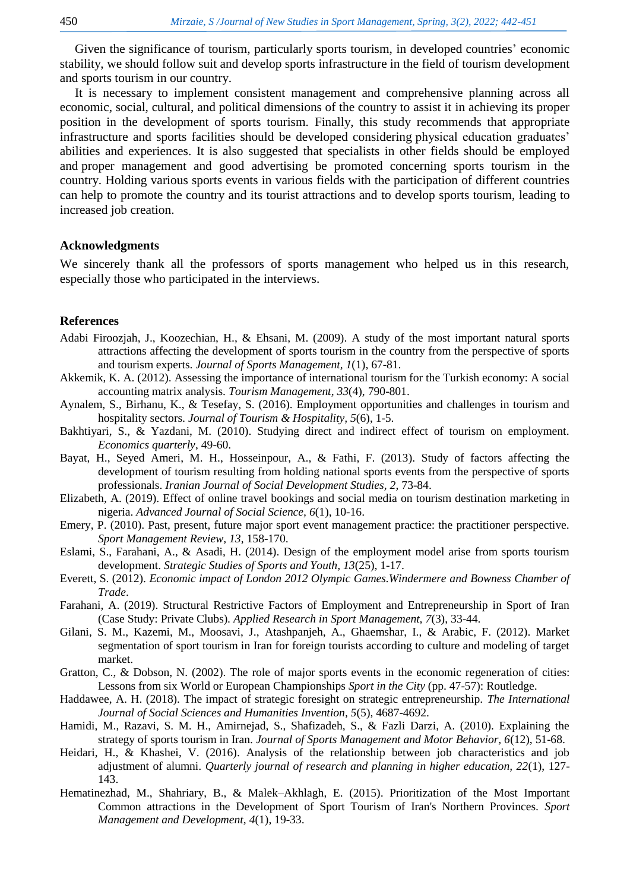Given the significance of tourism, particularly sports tourism, in developed countries' economic stability, we should follow suit and develop sports infrastructure in the field of tourism development and sports tourism in our country.

It is necessary to implement consistent management and comprehensive planning across all economic, social, cultural, and political dimensions of the country to assist it in achieving its proper position in the development of sports tourism. Finally, this study recommends that appropriate infrastructure and sports facilities should be developed considering physical education graduates' abilities and experiences. It is also suggested that specialists in other fields should be employed and proper management and good advertising be promoted concerning sports tourism in the country. Holding various sports events in various fields with the participation of different countries can help to promote the country and its tourist attractions and to develop sports tourism, leading to increased job creation.

## Acknowledgments

We sincerely thank all the professors of sports management who helped us in this research, especially those who participated in the interviews.

## References

Adabi Firoozjah, J., Koozechian, H., & Ehsani, M. (2009). A study of the most important natural sports attractions affecting the development of sports tourism in the country from the perspective of sports and tourism experts. *Journal of Sports Management, 1*(1), 67-81.

Akkemik, K. A. (2012). Assessing the importance of international tourism for the Turkish economy: A social accounting matrix analysis. *Tourism Management, 33*(4), 790-801.

Aynalem, S., Birhanu, K., & Tesefay, S. (2016). Employment opportunities and challenges in tourism and hospitality sectors. *Journal of Tourism & Hospitality, 5*(6), 1-5.

Bakhtiyari, S., & Yazdani, M. (2010). Studying direct and indirect effect of tourism on employment. *Economics quarterly*, 49-60.

Bayat, H., Seyed Ameri, M. H., Hosseinpour, A., & Fathi, F. (2013). Study of factors affecting the development of tourism resulting from holding national sports events from the perspective of sports professionals. *Iranian Journal of Social Development Studies, 2*, 73-84.

Elizabeth, A. (2019). Effect of online travel bookings and social media on tourism destination marketing in nigeria. *Advanced Journal of Social Science, 6*(1), 10-16.

Emery, P. (2010). Past, present, future major sport event management practice: the practitioner perspective. *Sport Management Review, 13*, 158-170.

Eslami, S., Farahani, A., & Asadi, H. (2014). Design of the employment model arise from sports tourism development. *Strategic Studies of Sports and Youth, 13*(25), 1-17.

Everett, S. (2012). *Economic impact of London 2012 Olympic Games.Windermere and Bowness Chamber of Trade*.

Farahani, A. (2019). Structural Restrictive Factors of Employment and Entrepreneurship in Sport of Iran (Case Study: Private Clubs). *Applied Research in Sport Management, 7*(3), 33-44.

Gilani, S. M., Kazemi, M., Moosavi, J., Atashpanjeh, A., Ghaemshar, I., & Arabic, F. (2012). Market segmentation of sport tourism in Iran for foreign tourists according to culture and modeling of target market.

Gratton, C., & Dobson, N. (2002). The role of major sports events in the economic regeneration of cities: Lessons from six World or European Championships *Sport in the City* (pp. 47-57): Routledge.

Haddawee, A. H. (2018). The impact of strategic foresight on strategic entrepreneurship. *The International Journal of Social Sciences and Humanities Invention, 5*(5), 4687-4692.

Hamidi, M., Razavi, S. M. H., Amirnejad, S., Shafizadeh, S., & Fazli Darzi, A. (2010). Explaining the strategy of sports tourism in Iran. *Journal of Sports Management and Motor Behavior, 6*(12), 51-68.

Heidari, H., & Khashei, V. (2016). Analysis of the relationship between job characteristics and job adjustment of alumni. *Quarterly journal of research and planning in higher education, 22*(1), 127-143.

Hematinezhad, M., Shahriary, B., & Malek–Akhlagh, E. (2015). Prioritization of the Most Important Common attractions in the Development of Sport Tourism of Iran's Northern Provinces. *Sport Management and Development, 4*(1), 19-33.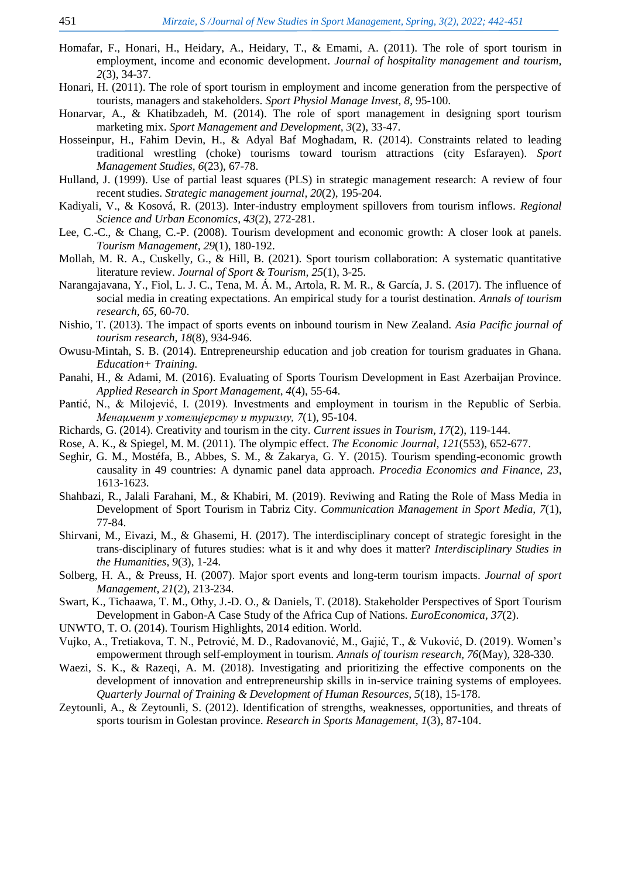Homafar, F., Honari, H., Heidary, A., Heidary, T., & Emami, A. (2011). The role of sport tourism in employment, income and economic development. *Journal of hospitality management and tourism, 2*(3), 34-37.

Honari, H. (2011). The role of sport tourism in employment and income generation from the perspective of tourists, managers and stakeholders. *Sport Physiol Manage Invest, 8*, 95-100.

Honarvar, A., & Khatibzadeh, M. (2014). The role of sport management in designing sport tourism marketing mix. *Sport Management and Development, 3*(2), 33-47.

Hosseinpur, H., Fahim Devin, H., & Adyal Baf Moghadam, R. (2014). Constraints related to leading traditional wrestling (choke) tourisms toward tourism attractions (city Esfarayen). *Sport Management Studies, 6*(23), 67-78.

Hulland, J. (1999). Use of partial least squares (PLS) in strategic management research: A review of four recent studies. *Strategic management journal, 20*(2), 195-204.

Kadiyali, V., & Kosová, R. (2013). Inter-industry employment spillovers from tourism inflows. *Regional Science and Urban Economics, 43*(2), 272-281.

Lee, C.-C., & Chang, C.-P. (2008). Tourism development and economic growth: A closer look at panels. *Tourism Management, 29*(1), 180-192.

Mollah, M. R. A., Cuskelly, G., & Hill, B. (2021). Sport tourism collaboration: A systematic quantitative literature review. *Journal of Sport & Tourism, 25*(1), 3-25.

Narangajavana, Y., Fiol, L. J. C., Tena, M. Á. M., Artola, R. M. R., & García, J. S. (2017). The influence of social media in creating expectations. An empirical study for a tourist destination. *Annals of tourism research, 65*, 60-70.

Nishio, T. (2013). The impact of sports events on inbound tourism in New Zealand. *Asia Pacific journal of tourism research, 18*(8), 934-946.

Owusu-Mintah, S. B. (2014). Entrepreneurship education and job creation for tourism graduates in Ghana. *Education+ Training.*

Panahi, H., & Adami, M. (2016). Evaluating of Sports Tourism Development in East Azerbaijan Province. *Applied Research in Sport Management, 4*(4), 55-64.

Pantić, N., & Milojević, I. (2019). Investments and employment in tourism in the Republic of Serbia. *Менаџмент у хотелијерству и туризму, 7*(1), 95-104.

Richards, G. (2014). Creativity and tourism in the city. *Current issues in Tourism, 17*(2), 119-144.

Rose, A. K., & Spiegel, M. M. (2011). The olympic effect. *The Economic Journal, 121*(553), 652-677.

Seghir, G. M., Mostéfa, B., Abbes, S. M., & Zakarya, G. Y. (2015). Tourism spending-economic growth causality in 49 countries: A dynamic panel data approach. *Procedia Economics and Finance, 23*, 1613-1623.

Shahbazi, R., Jalali Farahani, M., & Khabiri, M. (2019). Reviwing and Rating the Role of Mass Media in Development of Sport Tourism in Tabriz City. *Communication Management in Sport Media, 7*(1), 77-84.

Shirvani, M., Eivazi, M., & Ghasemi, H. (2017). The interdisciplinary concept of strategic foresight in the trans-disciplinary of futures studies: what is it and why does it matter? *Interdisciplinary Studies in the Humanities, 9*(3), 1-24.

Solberg, H. A., & Preuss, H. (2007). Major sport events and long-term tourism impacts. *Journal of sport Management, 21*(2), 213-234.

Swart, K., Tichaawa, T. M., Othy, J.-D. O., & Daniels, T. (2018). Stakeholder Perspectives of Sport Tourism Development in Gabon-A Case Study of the Africa Cup of Nations. *EuroEconomica, 37*(2).

UNWTO, T. O. (2014). Tourism Highlights, 2014 edition. World.

Vujko, A., Tretiakova, T. N., Petrović, M. D., Radovanović, M., Gajić, T., & Vuković, D. (2019). Women's empowerment through self-employment in tourism. *Annals of tourism research, 76*(May), 328-330.

Waezi, S. K., & Razeqi, A. M. (2018). Investigating and prioritizing the effective components on the development of innovation and entrepreneurship skills in in-service training systems of employees. *Quarterly Journal of Training & Development of Human Resources, 5*(18), 15-178.

Zeytounli, A., & Zeytounli, S. (2012). Identification of strengths, weaknesses, opportunities, and threats of sports tourism in Golestan province. *Research in Sports Management, 1*(3), 87-104.